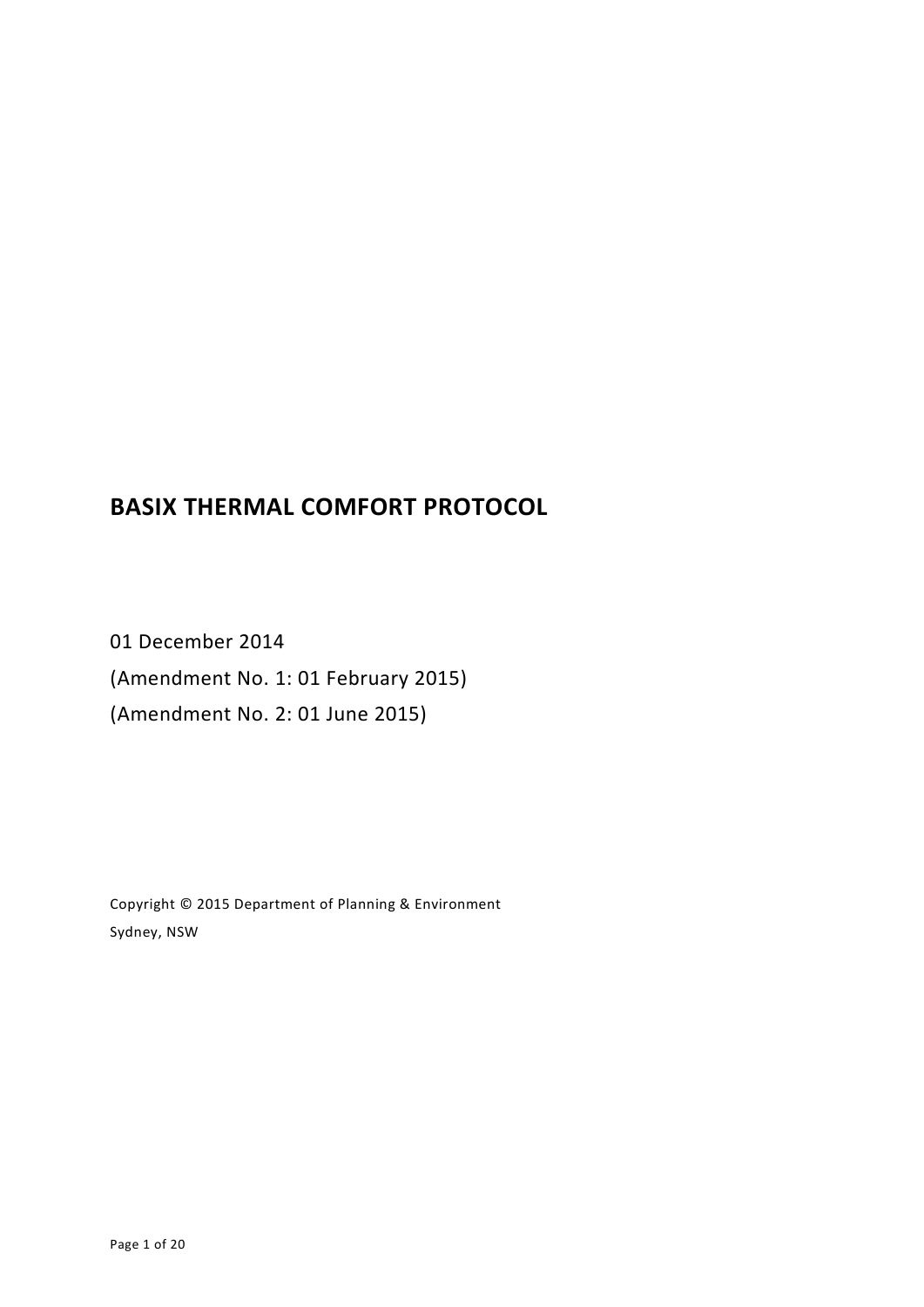# BASIX THERMAL COMFORT PROTOCOL

01 December 2014

(Amendment No. 1: 01 February 2015)

(Amendment No. 2: 01 June 2015)

Copyright © 2015 Department of Planning & Environment

Sydney, NSW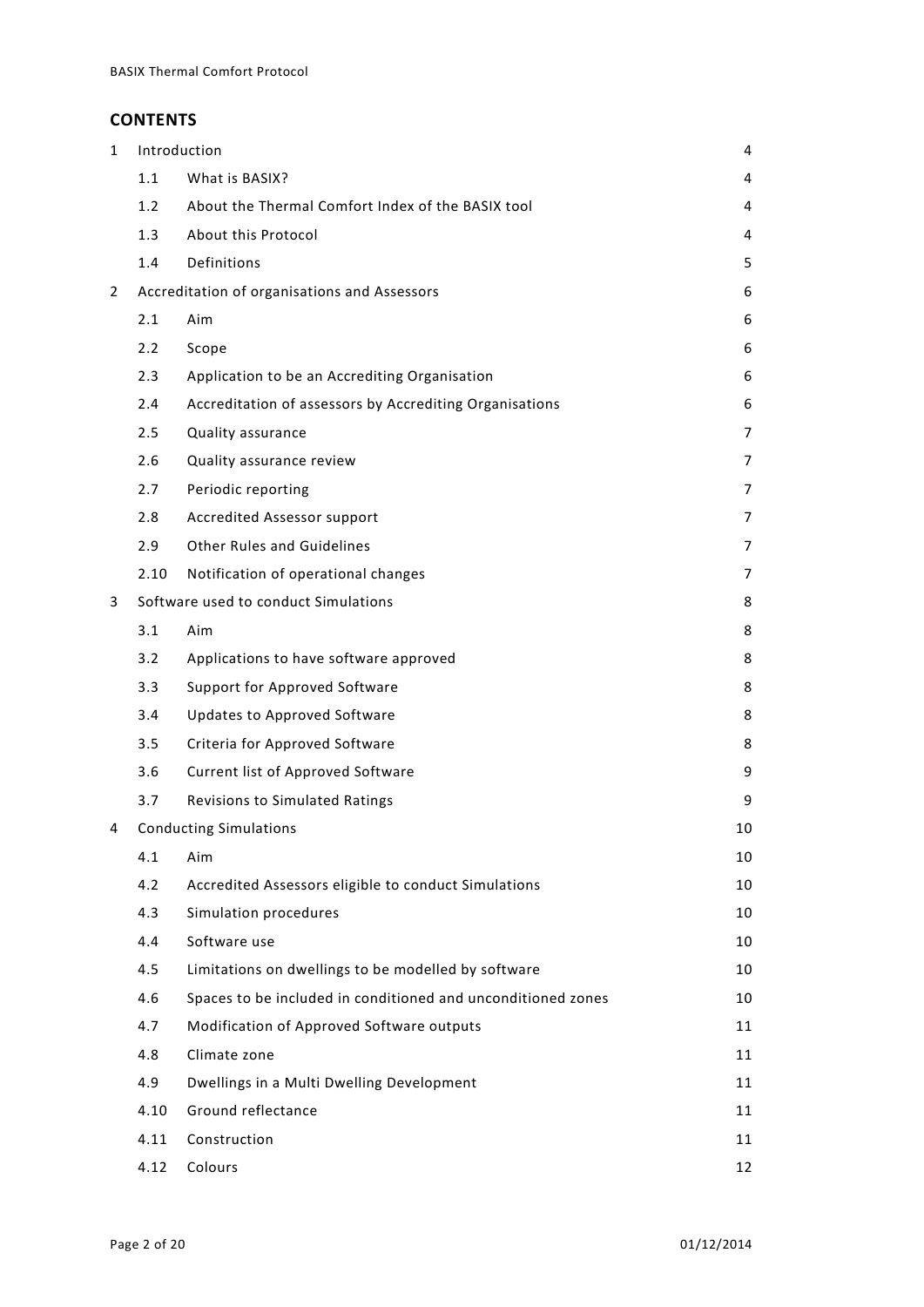## CONTENTS

| | | | |
|---|---|---|---|
| 1 | Introduction | | 4 |
| | 1.1 | What is BASIX? | 4 |
| | 1.2 | About the Thermal Comfort Index of the BASIX tool | 4 |
| | 1.3 | About this Protocol | 4 |
| | 1.4 | Definitions | 5 |
| 2 | Accreditation of organisations and Assessors | | 6 |
| | 2.1 | Aim | 6 |
| | 2.2 | Scope | 6 |
| | 2.3 | Application to be an Accrediting Organisation | 6 |
| | 2.4 | Accreditation of assessors by Accrediting Organisations | 6 |
| | 2.5 | Quality assurance | 7 |
| | 2.6 | Quality assurance review | 7 |
| | 2.7 | Periodic reporting | 7 |
| | 2.8 | Accredited Assessor support | 7 |
| | 2.9 | Other Rules and Guidelines | 7 |
| | 2.10 | Notification of operational changes | 7 |
| 3 | Software used to conduct Simulations | | 8 |
| | 3.1 | Aim | 8 |
| | 3.2 | Applications to have software approved | 8 |
| | 3.3 | Support for Approved Software | 8 |
| | 3.4 | Updates to Approved Software | 8 |
| | 3.5 | Criteria for Approved Software | 8 |
| | 3.6 | Current list of Approved Software | 9 |
| | 3.7 | Revisions to Simulated Ratings | 9 |
| 4 | Conducting Simulations | | 10 |
| | 4.1 | Aim | 10 |
| | 4.2 | Accredited Assessors eligible to conduct Simulations | 10 |
| | 4.3 | Simulation procedures | 10 |
| | 4.4 | Software use | 10 |
| | 4.5 | Limitations on dwellings to be modelled by software | 10 |
| | 4.6 | Spaces to be included in conditioned and unconditioned zones | 10 |
| | 4.7 | Modification of Approved Software outputs | 11 |
| | 4.8 | Climate zone | 11 |
| | 4.9 | Dwellings in a Multi Dwelling Development | 11 |
| | 4.10 | Ground reflectance | 11 |
| | 4.11 | Construction | 11 |
| | 4.12 | Colours | 12 |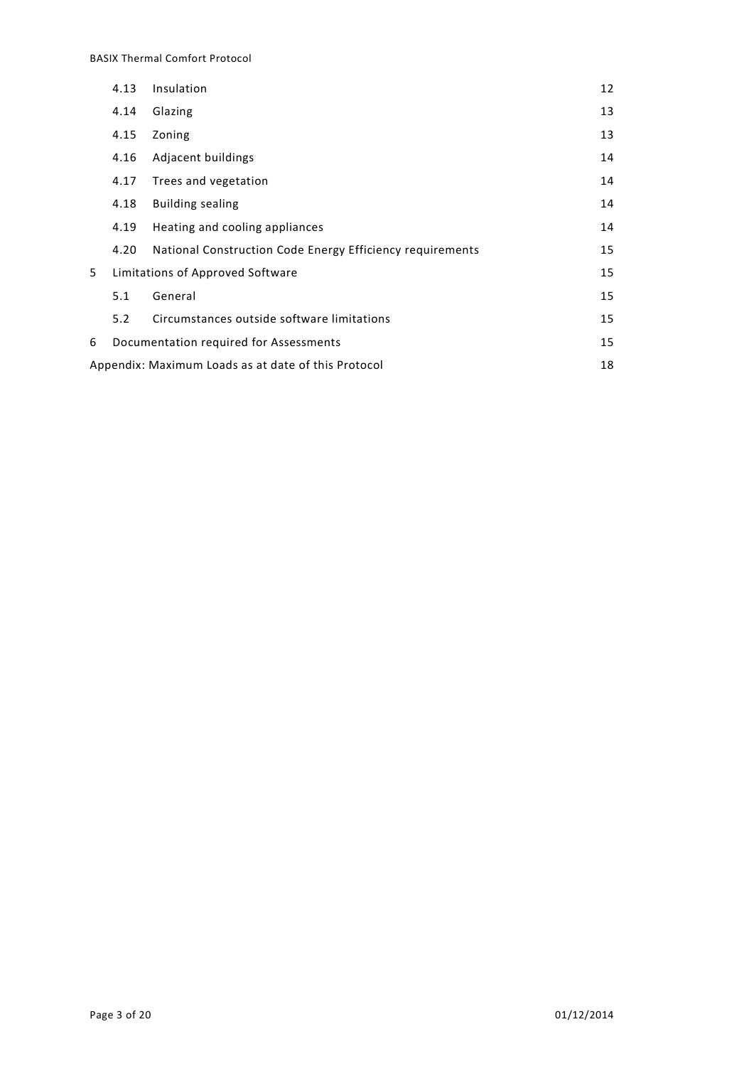| | | |
|---|---|---|
| 4.13 | Insulation | 12 |
| 4.14 | Glazing | 13 |
| 4.15 | Zoning | 13 |
| 4.16 | Adjacent buildings | 14 |
| 4.17 | Trees and vegetation | 14 |
| 4.18 | Building sealing | 14 |
| 4.19 | Heating and cooling appliances | 14 |
| 4.20 | National Construction Code Energy Efficiency requirements | 15 |
| 5 | Limitations of Approved Software | 15 |
| 5.1 | General | 15 |
| 5.2 | Circumstances outside software limitations | 15 |
| 6 | Documentation required for Assessments | 15 |
| | Appendix: Maximum Loads as at date of this Protocol | 18 |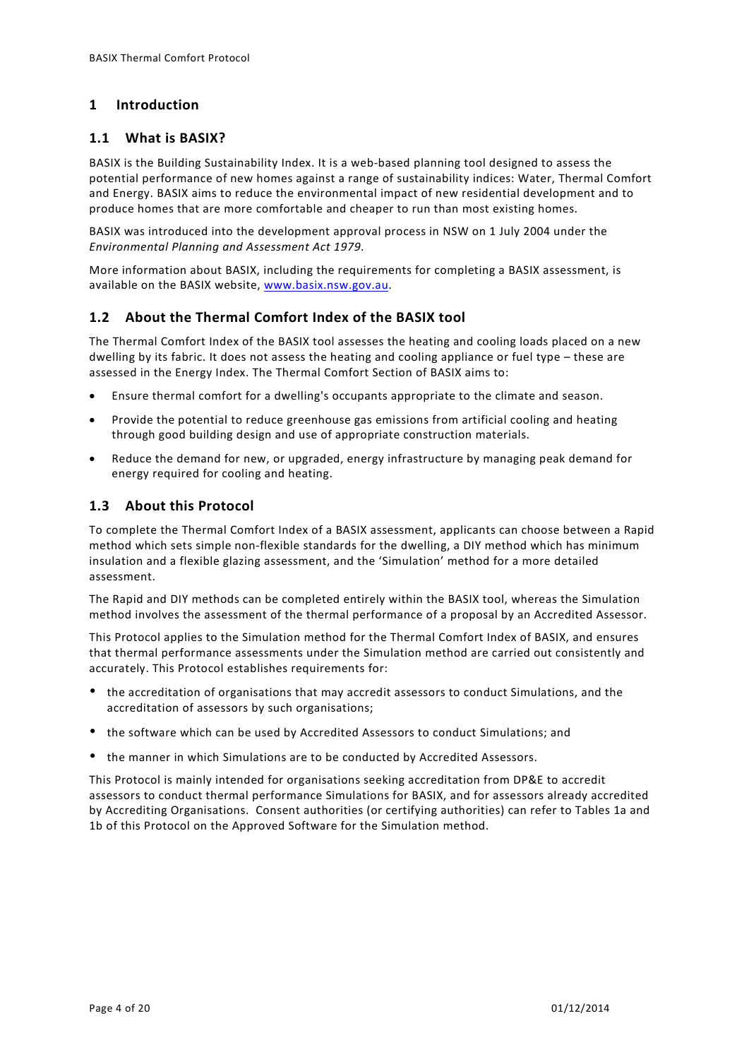# 1 Introduction

## 1.1 What is BASIX?

BASIX is the Building Sustainability Index. It is a web-based planning tool designed to assess the potential performance of new homes against a range of sustainability indices: Water, Thermal Comfort and Energy. BASIX aims to reduce the environmental impact of new residential development and to produce homes that are more comfortable and cheaper to run than most existing homes.

BASIX was introduced into the development approval process in NSW on 1 July 2004 under the *Environmental Planning and Assessment Act 1979*.

More information about BASIX, including the requirements for completing a BASIX assessment, is available on the BASIX website, www.basix.nsw.gov.au.

## 1.2 About the Thermal Comfort Index of the BASIX tool

The Thermal Comfort Index of the BASIX tool assesses the heating and cooling loads placed on a new dwelling by its fabric. It does not assess the heating and cooling appliance or fuel type – these are assessed in the Energy Index. The Thermal Comfort Section of BASIX aims to:

- Ensure thermal comfort for a dwelling's occupants appropriate to the climate and season.
- Provide the potential to reduce greenhouse gas emissions from artificial cooling and heating through good building design and use of appropriate construction materials.
- Reduce the demand for new, or upgraded, energy infrastructure by managing peak demand for energy required for cooling and heating.

## 1.3 About this Protocol

To complete the Thermal Comfort Index of a BASIX assessment, applicants can choose between a Rapid method which sets simple non-flexible standards for the dwelling, a DIY method which has minimum insulation and a flexible glazing assessment, and the 'Simulation' method for a more detailed assessment.

The Rapid and DIY methods can be completed entirely within the BASIX tool, whereas the Simulation method involves the assessment of the thermal performance of a proposal by an Accredited Assessor.

This Protocol applies to the Simulation method for the Thermal Comfort Index of BASIX, and ensures that thermal performance assessments under the Simulation method are carried out consistently and accurately. This Protocol establishes requirements for:

- the accreditation of organisations that may accredit assessors to conduct Simulations, and the accreditation of assessors by such organisations;
- the software which can be used by Accredited Assessors to conduct Simulations; and
- the manner in which Simulations are to be conducted by Accredited Assessors.

This Protocol is mainly intended for organisations seeking accreditation from DP&E to accredit assessors to conduct thermal performance Simulations for BASIX, and for assessors already accredited by Accrediting Organisations. Consent authorities (or certifying authorities) can refer to Tables 1a and 1b of this Protocol on the Approved Software for the Simulation method.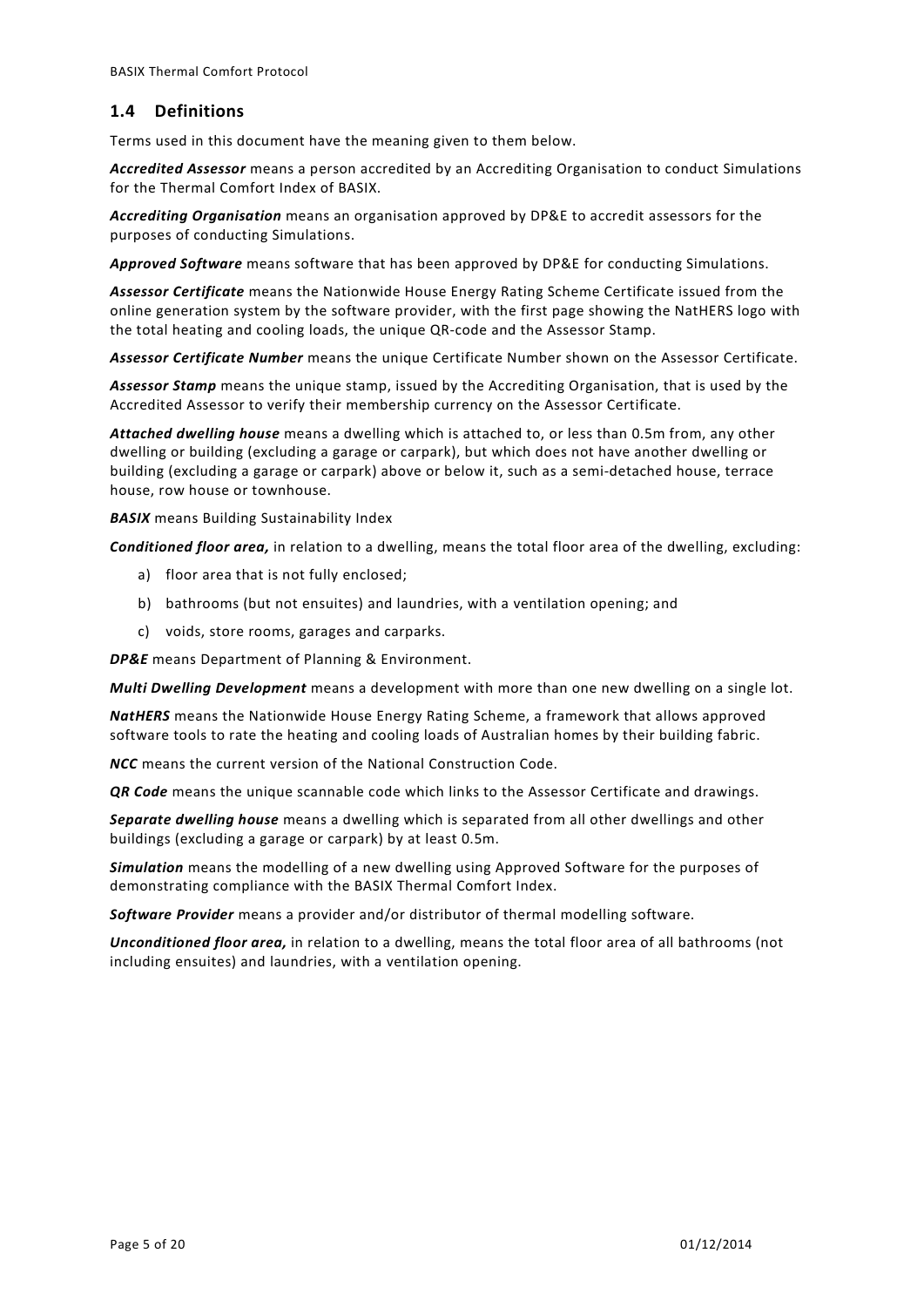## 1.4 Definitions

Terms used in this document have the meaning given to them below.

***Accredited Assessor*** means a person accredited by an Accrediting Organisation to conduct Simulations for the Thermal Comfort Index of BASIX.

***Accrediting Organisation*** means an organisation approved by DP&E to accredit assessors for the purposes of conducting Simulations.

***Approved Software*** means software that has been approved by DP&E for conducting Simulations.

***Assessor Certificate*** means the Nationwide House Energy Rating Scheme Certificate issued from the online generation system by the software provider, with the first page showing the NatHERS logo with the total heating and cooling loads, the unique QR-code and the Assessor Stamp.

***Assessor Certificate Number*** means the unique Certificate Number shown on the Assessor Certificate.

***Assessor Stamp*** means the unique stamp, issued by the Accrediting Organisation, that is used by the Accredited Assessor to verify their membership currency on the Assessor Certificate.

***Attached dwelling house*** means a dwelling which is attached to, or less than 0.5m from, any other dwelling or building (excluding a garage or carpark), but which does not have another dwelling or building (excluding a garage or carpark) above or below it, such as a semi-detached house, terrace house, row house or townhouse.

***BASIX*** means Building Sustainability Index

***Conditioned floor area,*** in relation to a dwelling, means the total floor area of the dwelling, excluding:

a) floor area that is not fully enclosed;

b) bathrooms (but not ensuites) and laundries, with a ventilation opening; and

c) voids, store rooms, garages and carparks.

***DP&E*** means Department of Planning & Environment.

***Multi Dwelling Development*** means a development with more than one new dwelling on a single lot.

***NatHERS*** means the Nationwide House Energy Rating Scheme, a framework that allows approved software tools to rate the heating and cooling loads of Australian homes by their building fabric.

***NCC*** means the current version of the National Construction Code.

***QR Code*** means the unique scannable code which links to the Assessor Certificate and drawings.

***Separate dwelling house*** means a dwelling which is separated from all other dwellings and other buildings (excluding a garage or carpark) by at least 0.5m.

***Simulation*** means the modelling of a new dwelling using Approved Software for the purposes of demonstrating compliance with the BASIX Thermal Comfort Index.

***Software Provider*** means a provider and/or distributor of thermal modelling software.

***Unconditioned floor area,*** in relation to a dwelling, means the total floor area of all bathrooms (not including ensuites) and laundries, with a ventilation opening.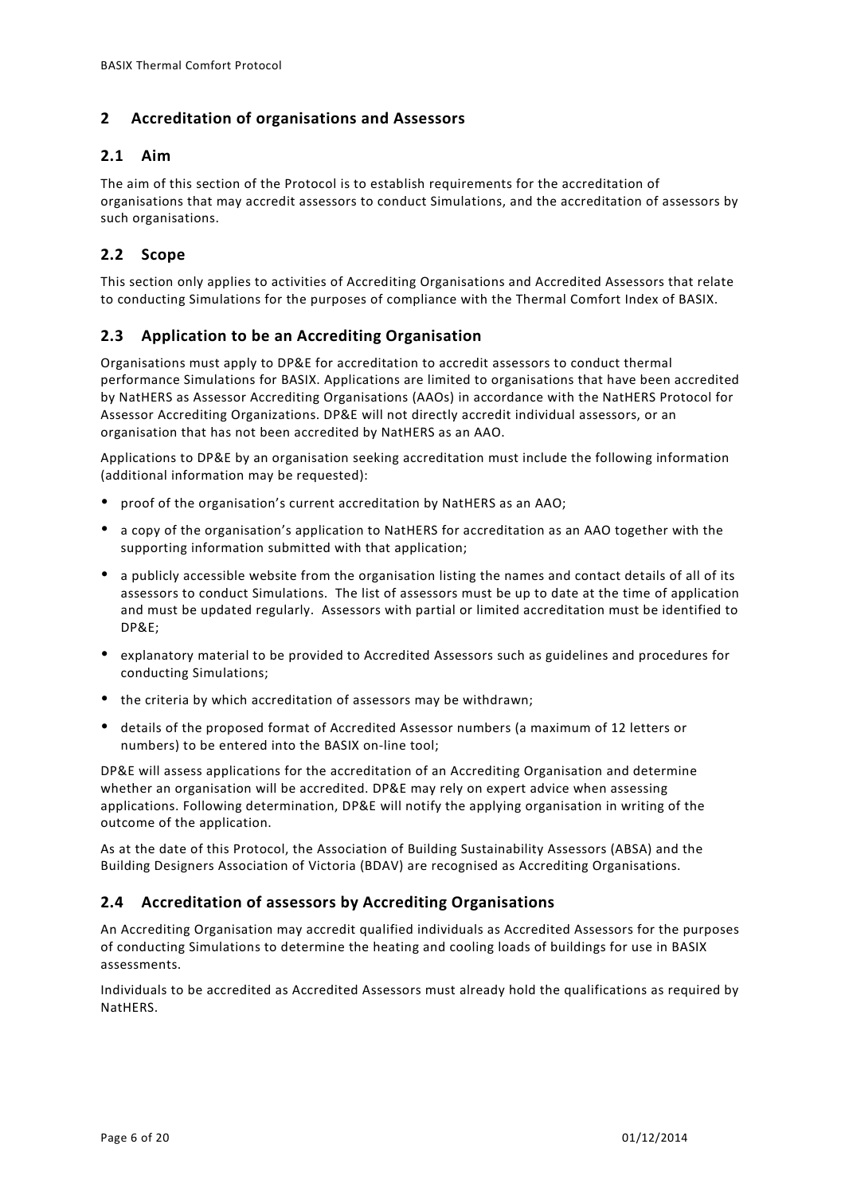## 2 Accreditation of organisations and Assessors

### 2.1 Aim

The aim of this section of the Protocol is to establish requirements for the accreditation of organisations that may accredit assessors to conduct Simulations, and the accreditation of assessors by such organisations.

### 2.2 Scope

This section only applies to activities of Accrediting Organisations and Accredited Assessors that relate to conducting Simulations for the purposes of compliance with the Thermal Comfort Index of BASIX.

### 2.3 Application to be an Accrediting Organisation

Organisations must apply to DP&E for accreditation to accredit assessors to conduct thermal performance Simulations for BASIX. Applications are limited to organisations that have been accredited by NatHERS as Assessor Accrediting Organisations (AAOs) in accordance with the NatHERS Protocol for Assessor Accrediting Organizations. DP&E will not directly accredit individual assessors, or an organisation that has not been accredited by NatHERS as an AAO.

Applications to DP&E by an organisation seeking accreditation must include the following information (additional information may be requested):

- proof of the organisation's current accreditation by NatHERS as an AAO;
- a copy of the organisation's application to NatHERS for accreditation as an AAO together with the supporting information submitted with that application;
- a publicly accessible website from the organisation listing the names and contact details of all of its assessors to conduct Simulations. The list of assessors must be up to date at the time of application and must be updated regularly. Assessors with partial or limited accreditation must be identified to DP&E;
- explanatory material to be provided to Accredited Assessors such as guidelines and procedures for conducting Simulations;
- the criteria by which accreditation of assessors may be withdrawn;
- details of the proposed format of Accredited Assessor numbers (a maximum of 12 letters or numbers) to be entered into the BASIX on-line tool;

DP&E will assess applications for the accreditation of an Accrediting Organisation and determine whether an organisation will be accredited. DP&E may rely on expert advice when assessing applications. Following determination, DP&E will notify the applying organisation in writing of the outcome of the application.

As at the date of this Protocol, the Association of Building Sustainability Assessors (ABSA) and the Building Designers Association of Victoria (BDAV) are recognised as Accrediting Organisations.

### 2.4 Accreditation of assessors by Accrediting Organisations

An Accrediting Organisation may accredit qualified individuals as Accredited Assessors for the purposes of conducting Simulations to determine the heating and cooling loads of buildings for use in BASIX assessments.

Individuals to be accredited as Accredited Assessors must already hold the qualifications as required by NatHERS.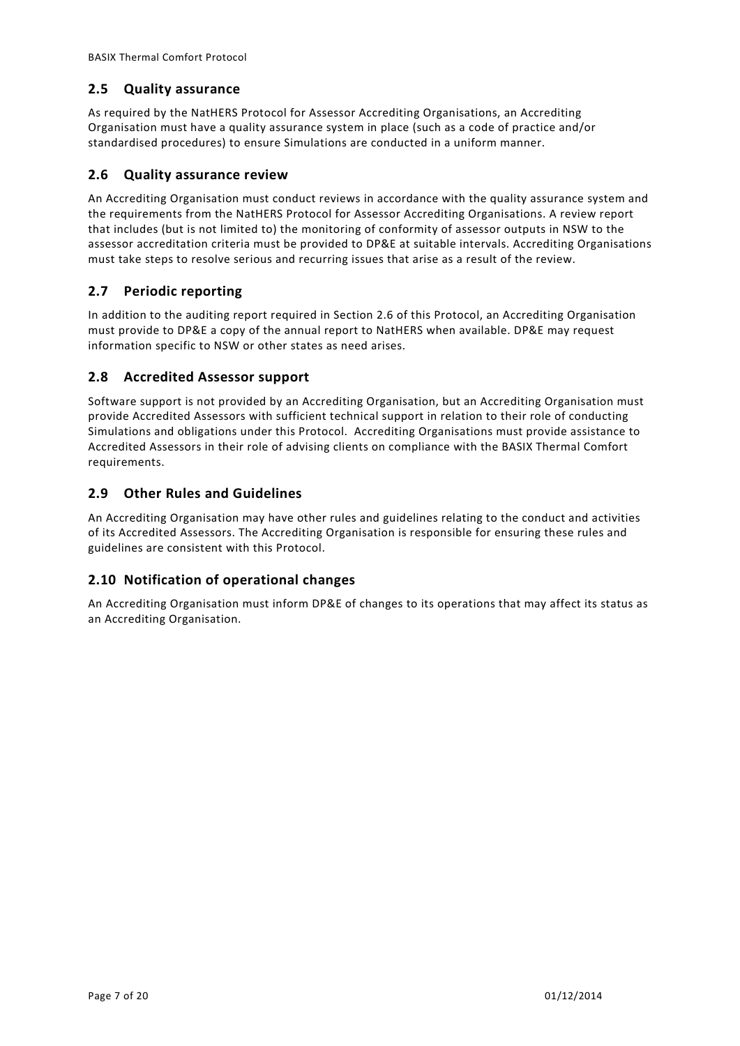## 2.5 Quality assurance

As required by the NatHERS Protocol for Assessor Accrediting Organisations, an Accrediting Organisation must have a quality assurance system in place (such as a code of practice and/or standardised procedures) to ensure Simulations are conducted in a uniform manner.

## 2.6 Quality assurance review

An Accrediting Organisation must conduct reviews in accordance with the quality assurance system and the requirements from the NatHERS Protocol for Assessor Accrediting Organisations. A review report that includes (but is not limited to) the monitoring of conformity of assessor outputs in NSW to the assessor accreditation criteria must be provided to DP&E at suitable intervals. Accrediting Organisations must take steps to resolve serious and recurring issues that arise as a result of the review.

## 2.7 Periodic reporting

In addition to the auditing report required in Section 2.6 of this Protocol, an Accrediting Organisation must provide to DP&E a copy of the annual report to NatHERS when available. DP&E may request information specific to NSW or other states as need arises.

## 2.8 Accredited Assessor support

Software support is not provided by an Accrediting Organisation, but an Accrediting Organisation must provide Accredited Assessors with sufficient technical support in relation to their role of conducting Simulations and obligations under this Protocol. Accrediting Organisations must provide assistance to Accredited Assessors in their role of advising clients on compliance with the BASIX Thermal Comfort requirements.

## 2.9 Other Rules and Guidelines

An Accrediting Organisation may have other rules and guidelines relating to the conduct and activities of its Accredited Assessors. The Accrediting Organisation is responsible for ensuring these rules and guidelines are consistent with this Protocol.

## 2.10 Notification of operational changes

An Accrediting Organisation must inform DP&E of changes to its operations that may affect its status as an Accrediting Organisation.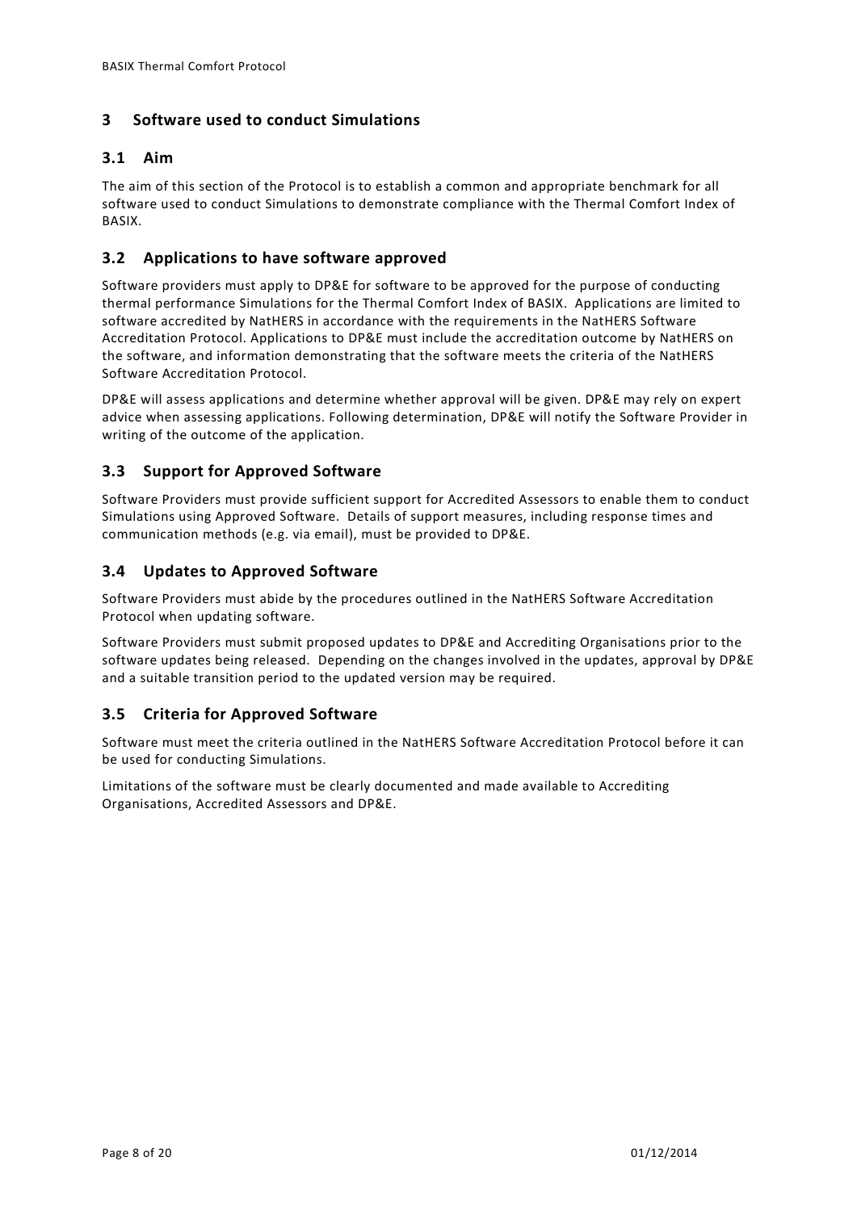## 3 Software used to conduct Simulations

### 3.1 Aim

The aim of this section of the Protocol is to establish a common and appropriate benchmark for all software used to conduct Simulations to demonstrate compliance with the Thermal Comfort Index of BASIX.

### 3.2 Applications to have software approved

Software providers must apply to DP&E for software to be approved for the purpose of conducting thermal performance Simulations for the Thermal Comfort Index of BASIX. Applications are limited to software accredited by NatHERS in accordance with the requirements in the NatHERS Software Accreditation Protocol. Applications to DP&E must include the accreditation outcome by NatHERS on the software, and information demonstrating that the software meets the criteria of the NatHERS Software Accreditation Protocol.

DP&E will assess applications and determine whether approval will be given. DP&E may rely on expert advice when assessing applications. Following determination, DP&E will notify the Software Provider in writing of the outcome of the application.

### 3.3 Support for Approved Software

Software Providers must provide sufficient support for Accredited Assessors to enable them to conduct Simulations using Approved Software. Details of support measures, including response times and communication methods (e.g. via email), must be provided to DP&E.

### 3.4 Updates to Approved Software

Software Providers must abide by the procedures outlined in the NatHERS Software Accreditation Protocol when updating software.

Software Providers must submit proposed updates to DP&E and Accrediting Organisations prior to the software updates being released. Depending on the changes involved in the updates, approval by DP&E and a suitable transition period to the updated version may be required.

### 3.5 Criteria for Approved Software

Software must meet the criteria outlined in the NatHERS Software Accreditation Protocol before it can be used for conducting Simulations.

Limitations of the software must be clearly documented and made available to Accrediting Organisations, Accredited Assessors and DP&E.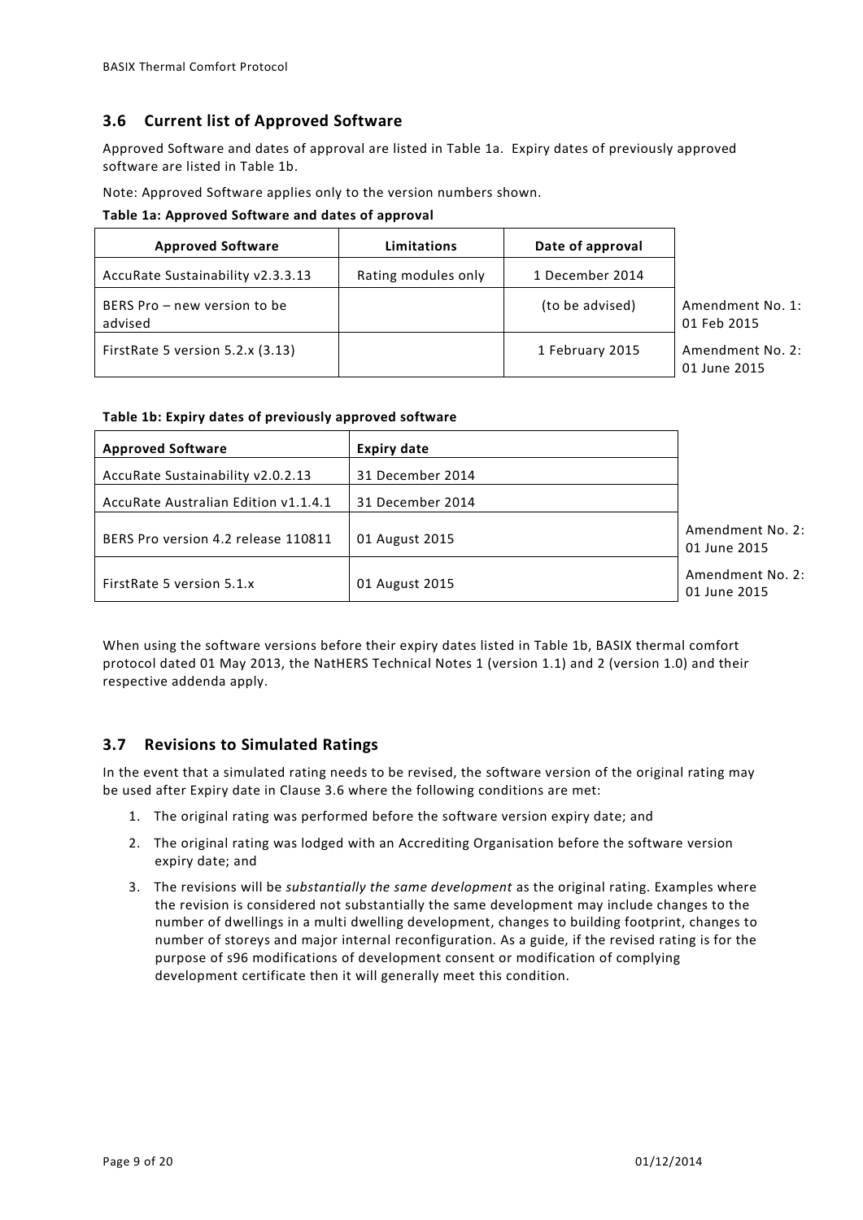## 3.6 Current list of Approved Software

Approved Software and dates of approval are listed in Table 1a. Expiry dates of previously approved software are listed in Table 1b.

Note: Approved Software applies only to the version numbers shown.

**Table 1a: Approved Software and dates of approval**

| Approved Software | Limitations | Date of approval | |
|---|---|---|---|
| AccuRate Sustainability v2.3.3.13 | Rating modules only | 1 December 2014 | |
| BERS Pro – new version to be advised | | (to be advised) | Amendment No. 1: 01 Feb 2015 |
| FirstRate 5 version 5.2.x (3.13) | | 1 February 2015 | Amendment No. 2: 01 June 2015 |

**Table 1b: Expiry dates of previously approved software**

| Approved Software | Expiry date | |
|---|---|---|
| AccuRate Sustainability v2.0.2.13 | 31 December 2014 | |
| AccuRate Australian Edition v1.1.4.1 | 31 December 2014 | |
| BERS Pro version 4.2 release 110811 | 01 August 2015 | Amendment No. 2: 01 June 2015 |
| FirstRate 5 version 5.1.x | 01 August 2015 | Amendment No. 2: 01 June 2015 |

When using the software versions before their expiry dates listed in Table 1b, BASIX thermal comfort protocol dated 01 May 2013, the NatHERS Technical Notes 1 (version 1.1) and 2 (version 1.0) and their respective addenda apply.

## 3.7 Revisions to Simulated Ratings

In the event that a simulated rating needs to be revised, the software version of the original rating may be used after Expiry date in Clause 3.6 where the following conditions are met:

1. The original rating was performed before the software version expiry date; and
2. The original rating was lodged with an Accrediting Organisation before the software version expiry date; and
3. The revisions will be *substantially the same development* as the original rating. Examples where the revision is considered not substantially the same development may include changes to the number of dwellings in a multi dwelling development, changes to building footprint, changes to number of storeys and major internal reconfiguration. As a guide, if the revised rating is for the purpose of s96 modifications of development consent or modification of complying development certificate then it will generally meet this condition.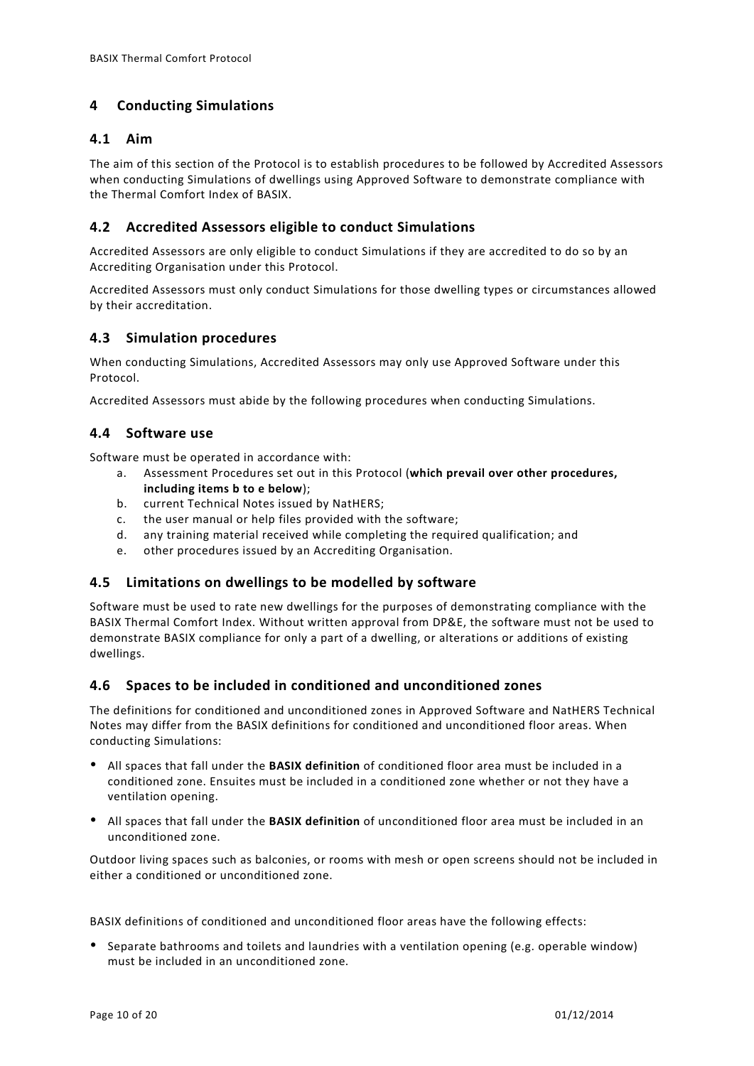## 4 Conducting Simulations

### 4.1 Aim

The aim of this section of the Protocol is to establish procedures to be followed by Accredited Assessors when conducting Simulations of dwellings using Approved Software to demonstrate compliance with the Thermal Comfort Index of BASIX.

### 4.2 Accredited Assessors eligible to conduct Simulations

Accredited Assessors are only eligible to conduct Simulations if they are accredited to do so by an Accrediting Organisation under this Protocol.

Accredited Assessors must only conduct Simulations for those dwelling types or circumstances allowed by their accreditation.

### 4.3 Simulation procedures

When conducting Simulations, Accredited Assessors may only use Approved Software under this Protocol.

Accredited Assessors must abide by the following procedures when conducting Simulations.

### 4.4 Software use

Software must be operated in accordance with:

a. Assessment Procedures set out in this Protocol (**which prevail over other procedures, including items b to e below**);
b. current Technical Notes issued by NatHERS;
c. the user manual or help files provided with the software;
d. any training material received while completing the required qualification; and
e. other procedures issued by an Accrediting Organisation.

### 4.5 Limitations on dwellings to be modelled by software

Software must be used to rate new dwellings for the purposes of demonstrating compliance with the BASIX Thermal Comfort Index. Without written approval from DP&E, the software must not be used to demonstrate BASIX compliance for only a part of a dwelling, or alterations or additions of existing dwellings.

### 4.6 Spaces to be included in conditioned and unconditioned zones

The definitions for conditioned and unconditioned zones in Approved Software and NatHERS Technical Notes may differ from the BASIX definitions for conditioned and unconditioned floor areas. When conducting Simulations:

- All spaces that fall under the **BASIX definition** of conditioned floor area must be included in a conditioned zone. Ensuites must be included in a conditioned zone whether or not they have a ventilation opening.
- All spaces that fall under the **BASIX definition** of unconditioned floor area must be included in an unconditioned zone.

Outdoor living spaces such as balconies, or rooms with mesh or open screens should not be included in either a conditioned or unconditioned zone.

BASIX definitions of conditioned and unconditioned floor areas have the following effects:

- Separate bathrooms and toilets and laundries with a ventilation opening (e.g. operable window) must be included in an unconditioned zone.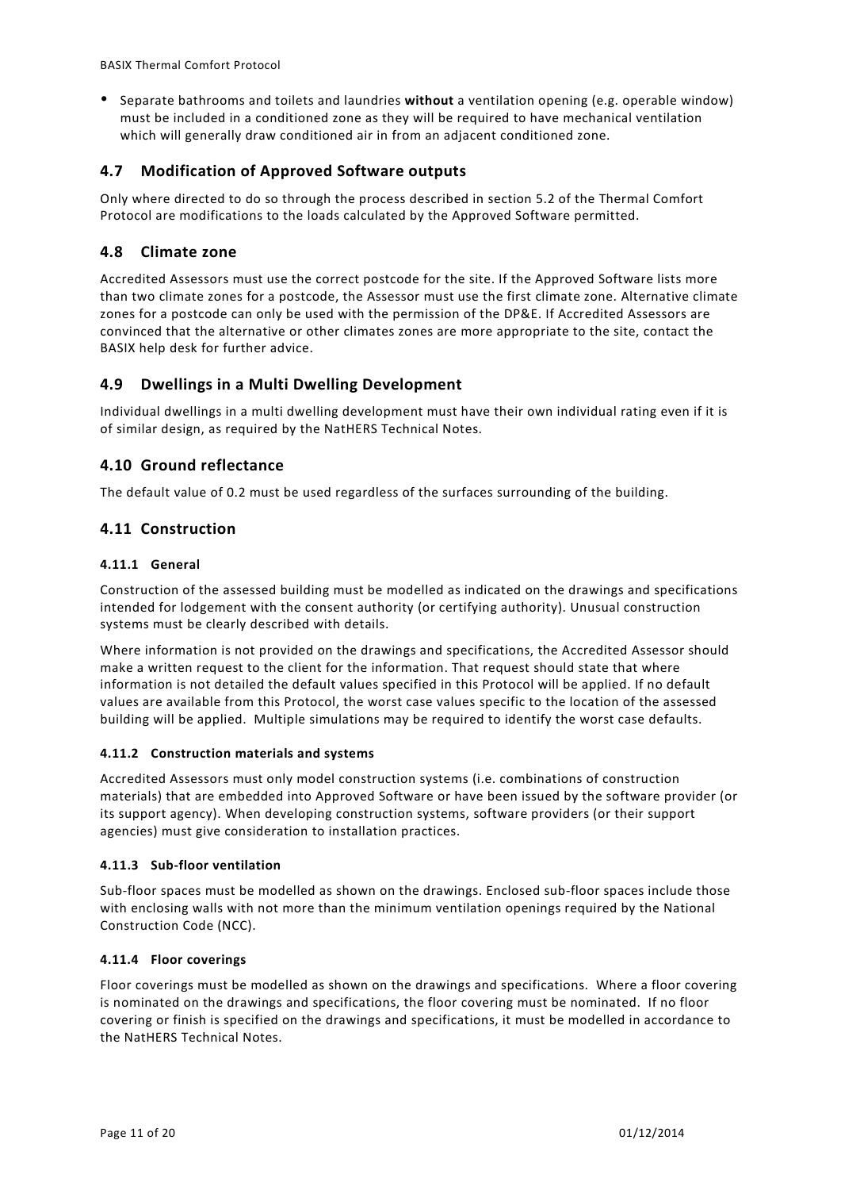- Separate bathrooms and toilets and laundries **without** a ventilation opening (e.g. operable window) must be included in a conditioned zone as they will be required to have mechanical ventilation which will generally draw conditioned air in from an adjacent conditioned zone.

## 4.7 Modification of Approved Software outputs

Only where directed to do so through the process described in section 5.2 of the Thermal Comfort Protocol are modifications to the loads calculated by the Approved Software permitted.

## 4.8 Climate zone

Accredited Assessors must use the correct postcode for the site. If the Approved Software lists more than two climate zones for a postcode, the Assessor must use the first climate zone. Alternative climate zones for a postcode can only be used with the permission of the DP&E. If Accredited Assessors are convinced that the alternative or other climates zones are more appropriate to the site, contact the BASIX help desk for further advice.

## 4.9 Dwellings in a Multi Dwelling Development

Individual dwellings in a multi dwelling development must have their own individual rating even if it is of similar design, as required by the NatHERS Technical Notes.

## 4.10 Ground reflectance

The default value of 0.2 must be used regardless of the surfaces surrounding of the building.

## 4.11 Construction

### 4.11.1 General

Construction of the assessed building must be modelled as indicated on the drawings and specifications intended for lodgement with the consent authority (or certifying authority). Unusual construction systems must be clearly described with details.

Where information is not provided on the drawings and specifications, the Accredited Assessor should make a written request to the client for the information. That request should state that where information is not detailed the default values specified in this Protocol will be applied. If no default values are available from this Protocol, the worst case values specific to the location of the assessed building will be applied. Multiple simulations may be required to identify the worst case defaults.

### 4.11.2 Construction materials and systems

Accredited Assessors must only model construction systems (i.e. combinations of construction materials) that are embedded into Approved Software or have been issued by the software provider (or its support agency). When developing construction systems, software providers (or their support agencies) must give consideration to installation practices.

### 4.11.3 Sub-floor ventilation

Sub-floor spaces must be modelled as shown on the drawings. Enclosed sub-floor spaces include those with enclosing walls with not more than the minimum ventilation openings required by the National Construction Code (NCC).

### 4.11.4 Floor coverings

Floor coverings must be modelled as shown on the drawings and specifications. Where a floor covering is nominated on the drawings and specifications, the floor covering must be nominated. If no floor covering or finish is specified on the drawings and specifications, it must be modelled in accordance to the NatHERS Technical Notes.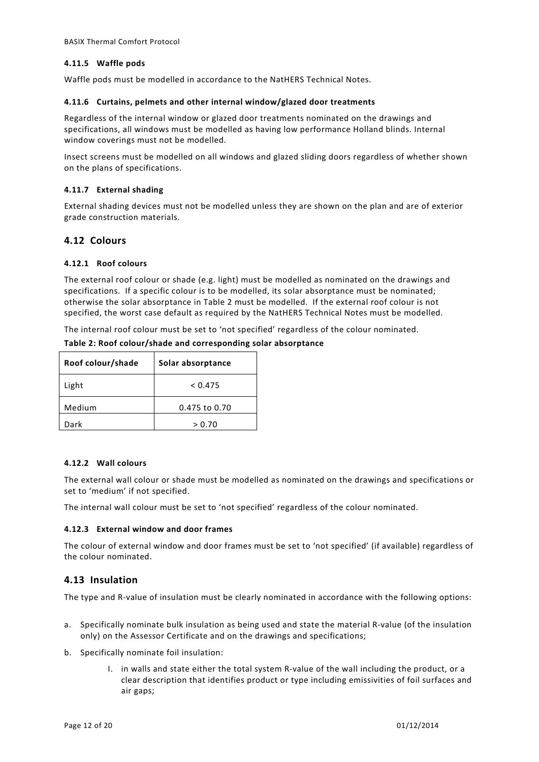#### 4.11.5 Waffle pods

Waffle pods must be modelled in accordance to the NatHERS Technical Notes.

#### 4.11.6 Curtains, pelmets and other internal window/glazed door treatments

Regardless of the internal window or glazed door treatments nominated on the drawings and specifications, all windows must be modelled as having low performance Holland blinds. Internal window coverings must not be modelled.

Insect screens must be modelled on all windows and glazed sliding doors regardless of whether shown on the plans of specifications.

#### 4.11.7 External shading

External shading devices must not be modelled unless they are shown on the plan and are of exterior grade construction materials.

## 4.12 Colours

#### 4.12.1 Roof colours

The external roof colour or shade (e.g. light) must be modelled as nominated on the drawings and specifications. If a specific colour is to be modelled, its solar absorptance must be nominated; otherwise the solar absorptance in Table 2 must be modelled. If the external roof colour is not specified, the worst case default as required by the NatHERS Technical Notes must be modelled.

The internal roof colour must be set to 'not specified' regardless of the colour nominated.

**Table 2: Roof colour/shade and corresponding solar absorptance**

| Roof colour/shade | Solar absorptance |
|---|---|
| Light | < 0.475 |
| Medium | 0.475 to 0.70 |
| Dark | > 0.70 |

#### 4.12.2 Wall colours

The external wall colour or shade must be modelled as nominated on the drawings and specifications or set to 'medium' if not specified.

The internal wall colour must be set to 'not specified' regardless of the colour nominated.

#### 4.12.3 External window and door frames

The colour of external window and door frames must be set to 'not specified' (if available) regardless of the colour nominated.

## 4.13 Insulation

The type and R-value of insulation must be clearly nominated in accordance with the following options:

a. Specifically nominate bulk insulation as being used and state the material R-value (of the insulation only) on the Assessor Certificate and on the drawings and specifications;

b. Specifically nominate foil insulation:

   I. in walls and state either the total system R-value of the wall including the product, or a clear description that identifies product or type including emissivities of foil surfaces and air gaps;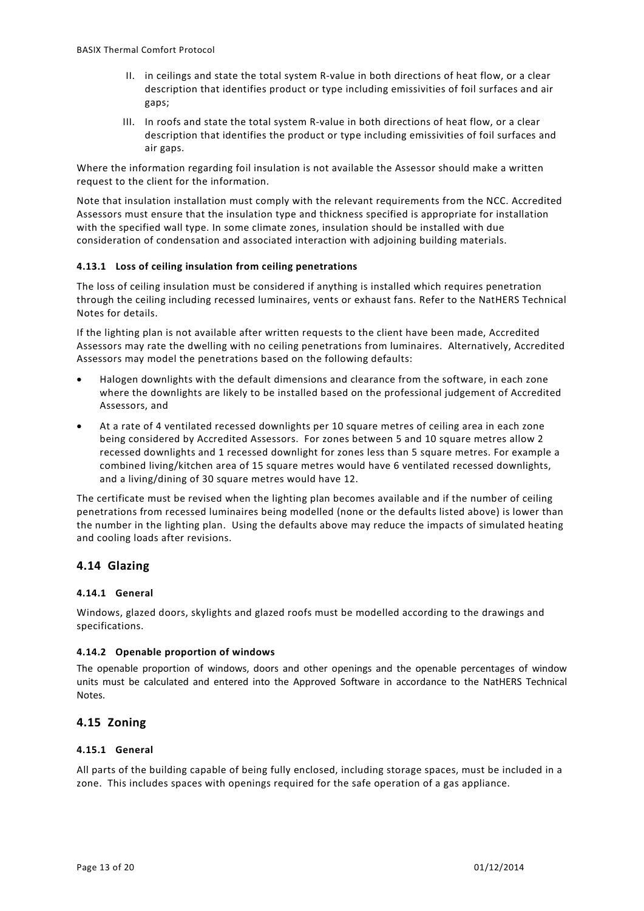II. in ceilings and state the total system R-value in both directions of heat flow, or a clear description that identifies product or type including emissivities of foil surfaces and air gaps;

III. In roofs and state the total system R-value in both directions of heat flow, or a clear description that identifies the product or type including emissivities of foil surfaces and air gaps.

Where the information regarding foil insulation is not available the Assessor should make a written request to the client for the information.

Note that insulation installation must comply with the relevant requirements from the NCC. Accredited Assessors must ensure that the insulation type and thickness specified is appropriate for installation with the specified wall type. In some climate zones, insulation should be installed with due consideration of condensation and associated interaction with adjoining building materials.

#### 4.13.1 Loss of ceiling insulation from ceiling penetrations

The loss of ceiling insulation must be considered if anything is installed which requires penetration through the ceiling including recessed luminaires, vents or exhaust fans. Refer to the NatHERS Technical Notes for details.

If the lighting plan is not available after written requests to the client have been made, Accredited Assessors may rate the dwelling with no ceiling penetrations from luminaires. Alternatively, Accredited Assessors may model the penetrations based on the following defaults:

- Halogen downlights with the default dimensions and clearance from the software, in each zone where the downlights are likely to be installed based on the professional judgement of Accredited Assessors, and
- At a rate of 4 ventilated recessed downlights per 10 square metres of ceiling area in each zone being considered by Accredited Assessors. For zones between 5 and 10 square metres allow 2 recessed downlights and 1 recessed downlight for zones less than 5 square metres. For example a combined living/kitchen area of 15 square metres would have 6 ventilated recessed downlights, and a living/dining of 30 square metres would have 12.

The certificate must be revised when the lighting plan becomes available and if the number of ceiling penetrations from recessed luminaires being modelled (none or the defaults listed above) is lower than the number in the lighting plan. Using the defaults above may reduce the impacts of simulated heating and cooling loads after revisions.

## 4.14 Glazing

#### 4.14.1 General

Windows, glazed doors, skylights and glazed roofs must be modelled according to the drawings and specifications.

#### 4.14.2 Openable proportion of windows

The openable proportion of windows, doors and other openings and the openable percentages of window units must be calculated and entered into the Approved Software in accordance to the NatHERS Technical Notes.

## 4.15 Zoning

#### 4.15.1 General

All parts of the building capable of being fully enclosed, including storage spaces, must be included in a zone. This includes spaces with openings required for the safe operation of a gas appliance.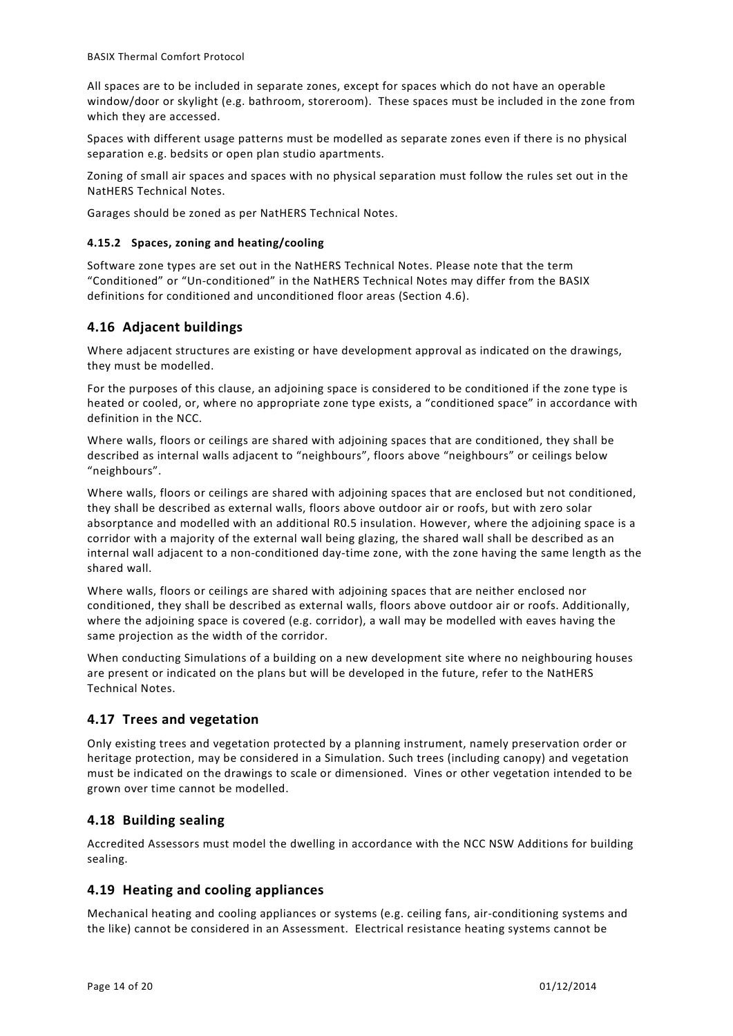All spaces are to be included in separate zones, except for spaces which do not have an operable window/door or skylight (e.g. bathroom, storeroom). These spaces must be included in the zone from which they are accessed.

Spaces with different usage patterns must be modelled as separate zones even if there is no physical separation e.g. bedsits or open plan studio apartments.

Zoning of small air spaces and spaces with no physical separation must follow the rules set out in the NatHERS Technical Notes.

Garages should be zoned as per NatHERS Technical Notes.

#### 4.15.2 Spaces, zoning and heating/cooling

Software zone types are set out in the NatHERS Technical Notes. Please note that the term "Conditioned" or "Un-conditioned" in the NatHERS Technical Notes may differ from the BASIX definitions for conditioned and unconditioned floor areas (Section 4.6).

## 4.16 Adjacent buildings

Where adjacent structures are existing or have development approval as indicated on the drawings, they must be modelled.

For the purposes of this clause, an adjoining space is considered to be conditioned if the zone type is heated or cooled, or, where no appropriate zone type exists, a "conditioned space" in accordance with definition in the NCC.

Where walls, floors or ceilings are shared with adjoining spaces that are conditioned, they shall be described as internal walls adjacent to "neighbours", floors above "neighbours" or ceilings below "neighbours".

Where walls, floors or ceilings are shared with adjoining spaces that are enclosed but not conditioned, they shall be described as external walls, floors above outdoor air or roofs, but with zero solar absorptance and modelled with an additional R0.5 insulation. However, where the adjoining space is a corridor with a majority of the external wall being glazing, the shared wall shall be described as an internal wall adjacent to a non-conditioned day-time zone, with the zone having the same length as the shared wall.

Where walls, floors or ceilings are shared with adjoining spaces that are neither enclosed nor conditioned, they shall be described as external walls, floors above outdoor air or roofs. Additionally, where the adjoining space is covered (e.g. corridor), a wall may be modelled with eaves having the same projection as the width of the corridor.

When conducting Simulations of a building on a new development site where no neighbouring houses are present or indicated on the plans but will be developed in the future, refer to the NatHERS Technical Notes.

## 4.17 Trees and vegetation

Only existing trees and vegetation protected by a planning instrument, namely preservation order or heritage protection, may be considered in a Simulation. Such trees (including canopy) and vegetation must be indicated on the drawings to scale or dimensioned. Vines or other vegetation intended to be grown over time cannot be modelled.

## 4.18 Building sealing

Accredited Assessors must model the dwelling in accordance with the NCC NSW Additions for building sealing.

## 4.19 Heating and cooling appliances

Mechanical heating and cooling appliances or systems (e.g. ceiling fans, air-conditioning systems and the like) cannot be considered in an Assessment. Electrical resistance heating systems cannot be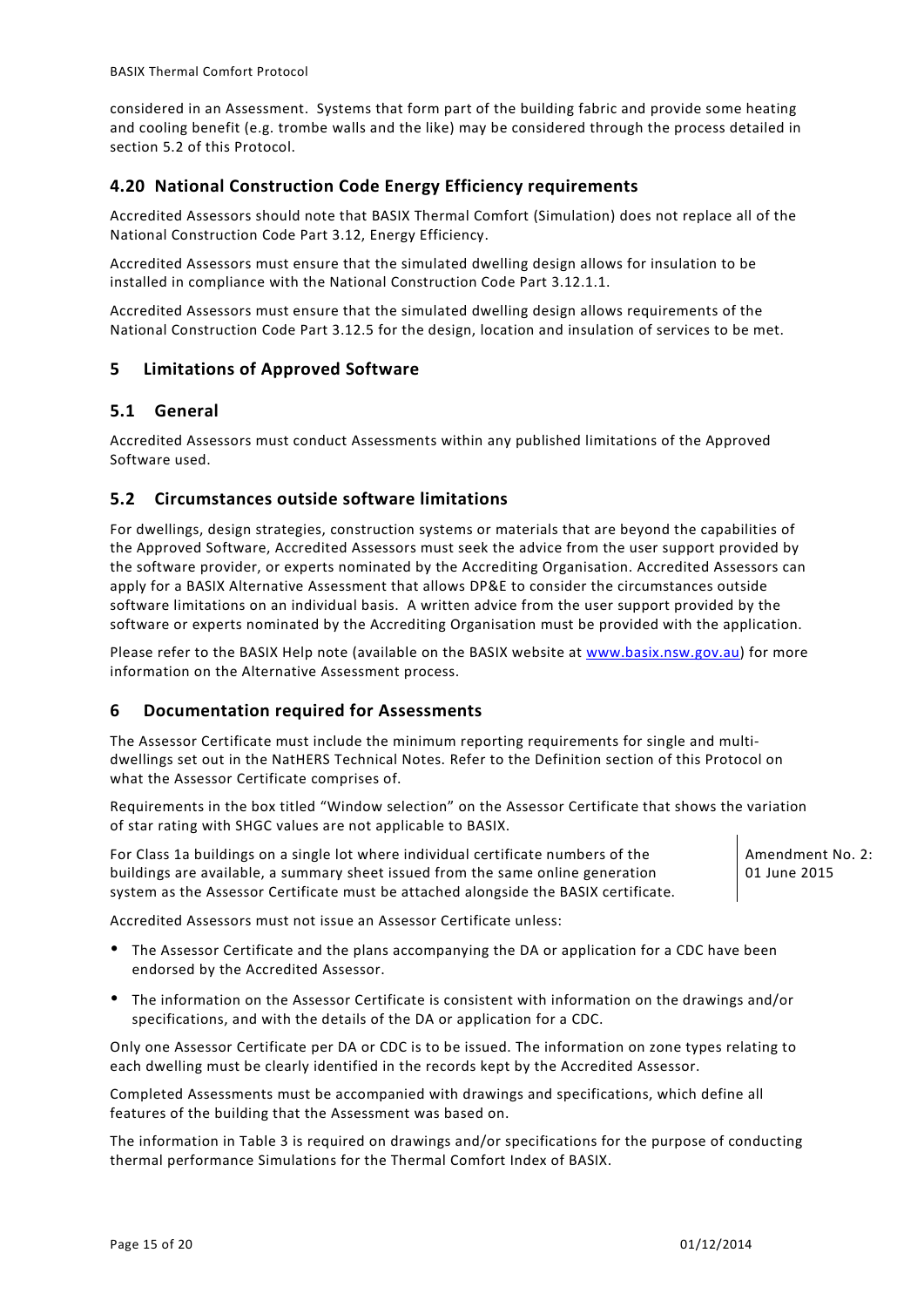considered in an Assessment. Systems that form part of the building fabric and provide some heating and cooling benefit (e.g. trombe walls and the like) may be considered through the process detailed in section 5.2 of this Protocol.

### 4.20 National Construction Code Energy Efficiency requirements

Accredited Assessors should note that BASIX Thermal Comfort (Simulation) does not replace all of the National Construction Code Part 3.12, Energy Efficiency.

Accredited Assessors must ensure that the simulated dwelling design allows for insulation to be installed in compliance with the National Construction Code Part 3.12.1.1.

Accredited Assessors must ensure that the simulated dwelling design allows requirements of the National Construction Code Part 3.12.5 for the design, location and insulation of services to be met.

## 5 Limitations of Approved Software

### 5.1 General

Accredited Assessors must conduct Assessments within any published limitations of the Approved Software used.

### 5.2 Circumstances outside software limitations

For dwellings, design strategies, construction systems or materials that are beyond the capabilities of the Approved Software, Accredited Assessors must seek the advice from the user support provided by the software provider, or experts nominated by the Accrediting Organisation. Accredited Assessors can apply for a BASIX Alternative Assessment that allows DP&E to consider the circumstances outside software limitations on an individual basis. A written advice from the user support provided by the software or experts nominated by the Accrediting Organisation must be provided with the application.

Please refer to the BASIX Help note (available on the BASIX website at www.basix.nsw.gov.au) for more information on the Alternative Assessment process.

## 6 Documentation required for Assessments

The Assessor Certificate must include the minimum reporting requirements for single and multi-dwellings set out in the NatHERS Technical Notes. Refer to the Definition section of this Protocol on what the Assessor Certificate comprises of.

Requirements in the box titled "Window selection" on the Assessor Certificate that shows the variation of star rating with SHGC values are not applicable to BASIX.

For Class 1a buildings on a single lot where individual certificate numbers of the buildings are available, a summary sheet issued from the same online generation system as the Assessor Certificate must be attached alongside the BASIX certificate.

Amendment No. 2: 01 June 2015

Accredited Assessors must not issue an Assessor Certificate unless:

- The Assessor Certificate and the plans accompanying the DA or application for a CDC have been endorsed by the Accredited Assessor.
- The information on the Assessor Certificate is consistent with information on the drawings and/or specifications, and with the details of the DA or application for a CDC.

Only one Assessor Certificate per DA or CDC is to be issued. The information on zone types relating to each dwelling must be clearly identified in the records kept by the Accredited Assessor.

Completed Assessments must be accompanied with drawings and specifications, which define all features of the building that the Assessment was based on.

The information in Table 3 is required on drawings and/or specifications for the purpose of conducting thermal performance Simulations for the Thermal Comfort Index of BASIX.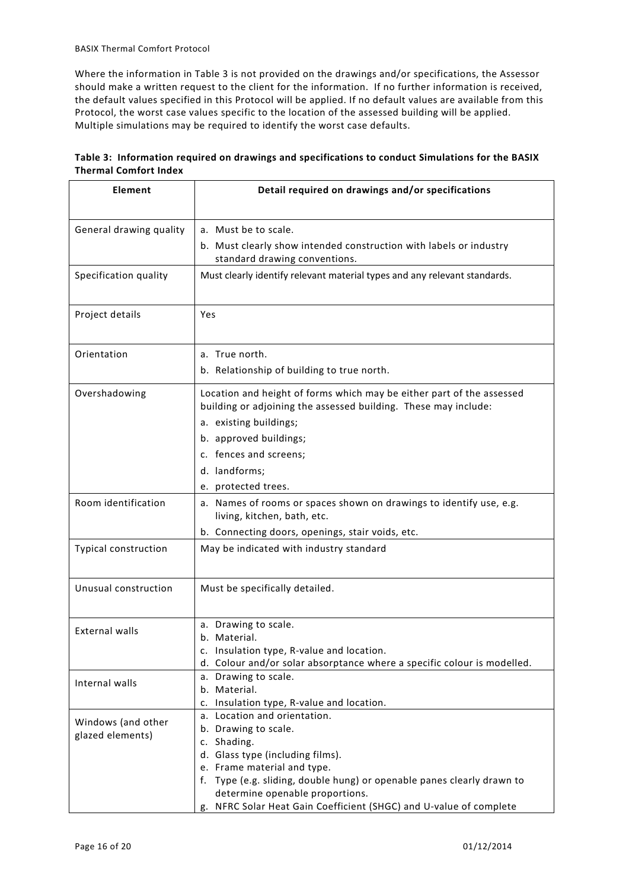Where the information in Table 3 is not provided on the drawings and/or specifications, the Assessor should make a written request to the client for the information. If no further information is received, the default values specified in this Protocol will be applied. If no default values are available from this Protocol, the worst case values specific to the location of the assessed building will be applied. Multiple simulations may be required to identify the worst case defaults.

**Table 3: Information required on drawings and specifications to conduct Simulations for the BASIX Thermal Comfort Index**

| Element | Detail required on drawings and/or specifications |
|---|---|
| General drawing quality | a. Must be to scale.<br>b. Must clearly show intended construction with labels or industry standard drawing conventions. |
| Specification quality | Must clearly identify relevant material types and any relevant standards. |
| Project details | Yes |
| Orientation | a. True north.<br>b. Relationship of building to true north. |
| Overshadowing | Location and height of forms which may be either part of the assessed building or adjoining the assessed building. These may include:<br>a. existing buildings;<br>b. approved buildings;<br>c. fences and screens;<br>d. landforms;<br>e. protected trees. |
| Room identification | a. Names of rooms or spaces shown on drawings to identify use, e.g. living, kitchen, bath, etc.<br>b. Connecting doors, openings, stair voids, etc. |
| Typical construction | May be indicated with industry standard |
| Unusual construction | Must be specifically detailed. |
| External walls | a. Drawing to scale.<br>b. Material.<br>c. Insulation type, R-value and location.<br>d. Colour and/or solar absorptance where a specific colour is modelled. |
| Internal walls | a. Drawing to scale.<br>b. Material.<br>c. Insulation type, R-value and location. |
| Windows (and other glazed elements) | a. Location and orientation.<br>b. Drawing to scale.<br>c. Shading.<br>d. Glass type (including films).<br>e. Frame material and type.<br>f. Type (e.g. sliding, double hung) or openable panes clearly drawn to determine openable proportions.<br>g. NFRC Solar Heat Gain Coefficient (SHGC) and U-value of complete |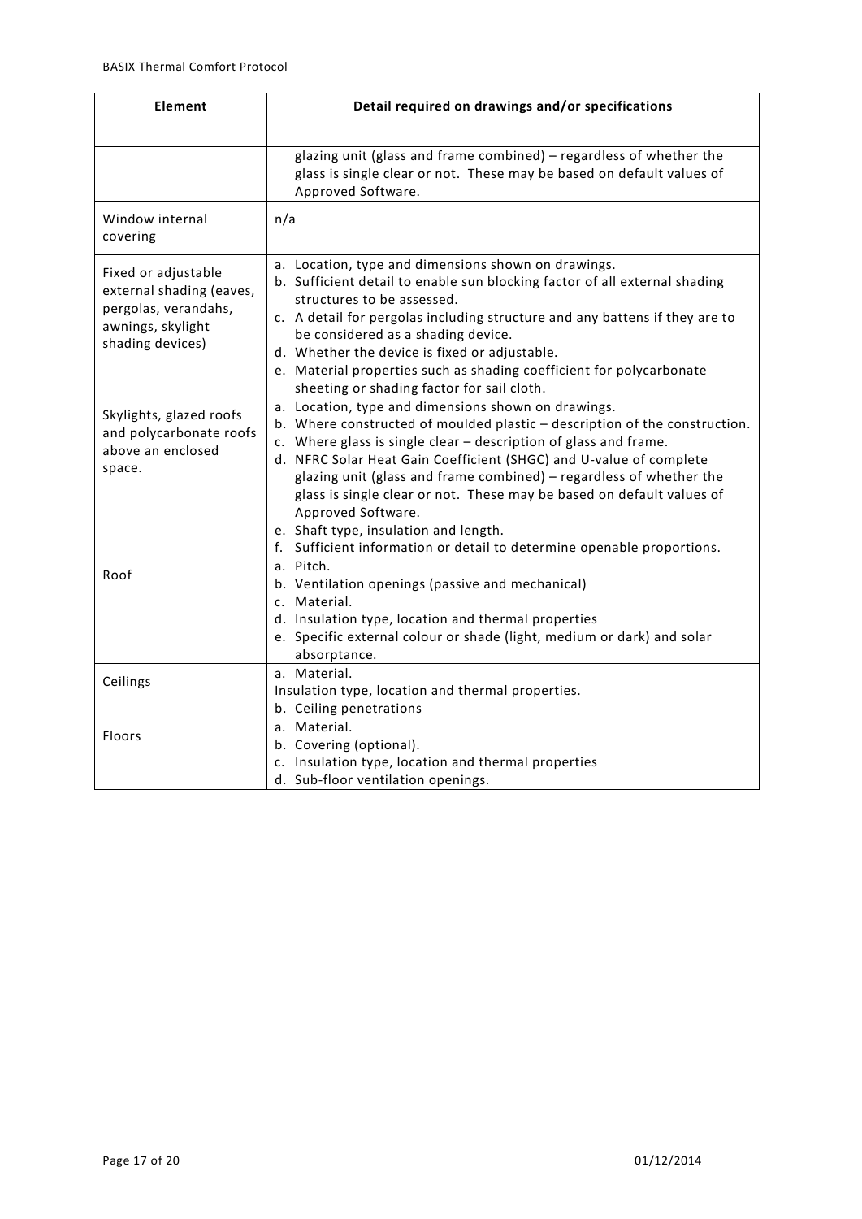| Element | Detail required on drawings and/or specifications |
|---|---|
| | glazing unit (glass and frame combined) – regardless of whether the glass is single clear or not. These may be based on default values of Approved Software. |
| Window internal covering | n/a |
| Fixed or adjustable external shading (eaves, pergolas, verandahs, awnings, skylight shading devices) | a. Location, type and dimensions shown on drawings.<br>b. Sufficient detail to enable sun blocking factor of all external shading structures to be assessed.<br>c. A detail for pergolas including structure and any battens if they are to be considered as a shading device.<br>d. Whether the device is fixed or adjustable.<br>e. Material properties such as shading coefficient for polycarbonate sheeting or shading factor for sail cloth. |
| Skylights, glazed roofs and polycarbonate roofs above an enclosed space. | a. Location, type and dimensions shown on drawings.<br>b. Where constructed of moulded plastic – description of the construction.<br>c. Where glass is single clear – description of glass and frame.<br>d. NFRC Solar Heat Gain Coefficient (SHGC) and U-value of complete glazing unit (glass and frame combined) – regardless of whether the glass is single clear or not. These may be based on default values of Approved Software.<br>e. Shaft type, insulation and length.<br>f. Sufficient information or detail to determine openable proportions. |
| Roof | a. Pitch.<br>b. Ventilation openings (passive and mechanical)<br>c. Material.<br>d. Insulation type, location and thermal properties<br>e. Specific external colour or shade (light, medium or dark) and solar absorptance. |
| Ceilings | a. Material.<br>Insulation type, location and thermal properties.<br>b. Ceiling penetrations |
| Floors | a. Material.<br>b. Covering (optional).<br>c. Insulation type, location and thermal properties<br>d. Sub-floor ventilation openings. |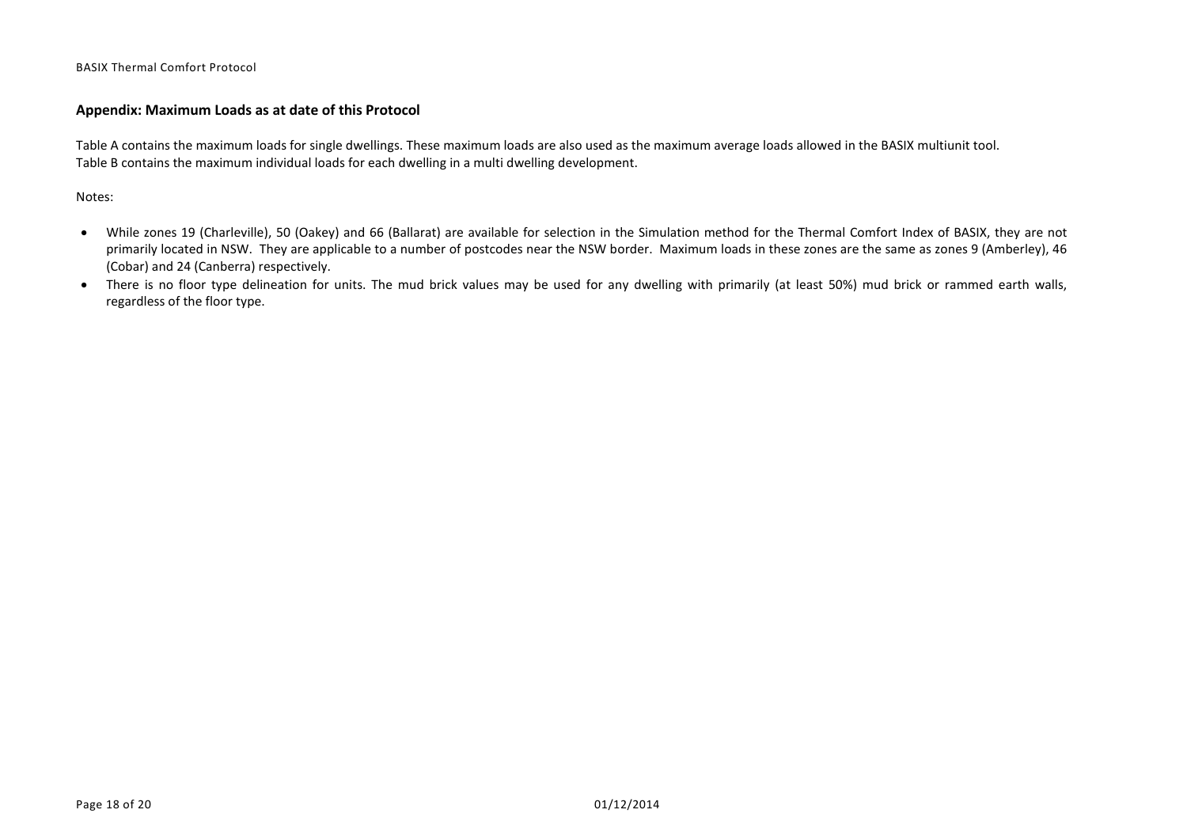## Appendix: Maximum Loads as at date of this Protocol

Table A contains the maximum loads for single dwellings. These maximum loads are also used as the maximum average loads allowed in the BASIX multiunit tool.
Table B contains the maximum individual loads for each dwelling in a multi dwelling development.

Notes:

- While zones 19 (Charleville), 50 (Oakey) and 66 (Ballarat) are available for selection in the Simulation method for the Thermal Comfort Index of BASIX, they are not primarily located in NSW. They are applicable to a number of postcodes near the NSW border. Maximum loads in these zones are the same as zones 9 (Amberley), 46 (Cobar) and 24 (Canberra) respectively.
- There is no floor type delineation for units. The mud brick values may be used for any dwelling with primarily (at least 50%) mud brick or rammed earth walls, regardless of the floor type.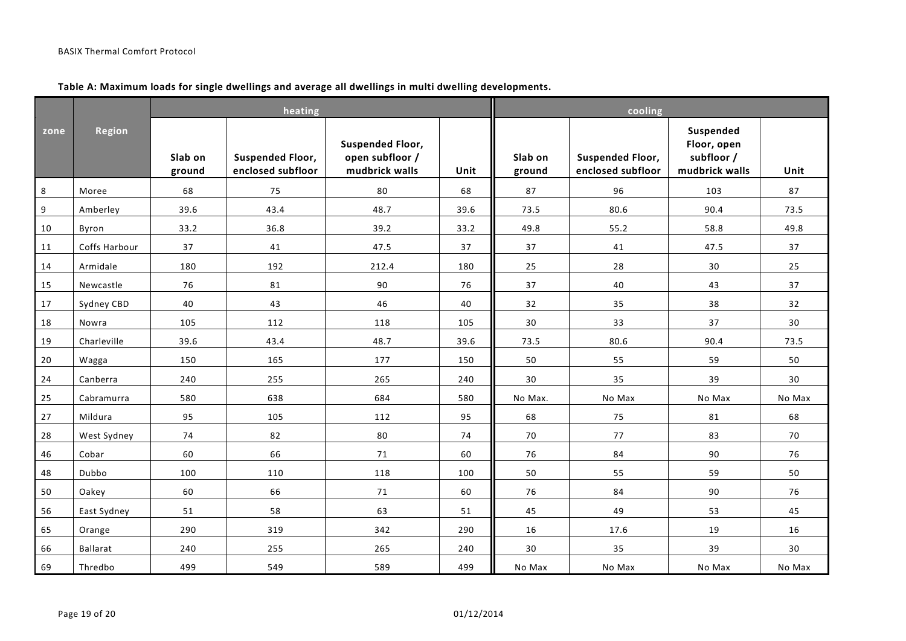**Table A: Maximum loads for single dwellings and average all dwellings in multi dwelling developments.**

| zone | Region | heating | | | | cooling | | | |
|---|---|---|---|---|---|---|---|---|---|
| | | Slab on ground | Suspended Floor, enclosed subfloor | Suspended Floor, open subfloor / mudbrick walls | Unit | Slab on ground | Suspended Floor, enclosed subfloor | Suspended Floor, open subfloor / mudbrick walls | Unit |
| 8 | Moree | 68 | 75 | 80 | 68 | 87 | 96 | 103 | 87 |
| 9 | Amberley | 39.6 | 43.4 | 48.7 | 39.6 | 73.5 | 80.6 | 90.4 | 73.5 |
| 10 | Byron | 33.2 | 36.8 | 39.2 | 33.2 | 49.8 | 55.2 | 58.8 | 49.8 |
| 11 | Coffs Harbour | 37 | 41 | 47.5 | 37 | 37 | 41 | 47.5 | 37 |
| 14 | Armidale | 180 | 192 | 212.4 | 180 | 25 | 28 | 30 | 25 |
| 15 | Newcastle | 76 | 81 | 90 | 76 | 37 | 40 | 43 | 37 |
| 17 | Sydney CBD | 40 | 43 | 46 | 40 | 32 | 35 | 38 | 32 |
| 18 | Nowra | 105 | 112 | 118 | 105 | 30 | 33 | 37 | 30 |
| 19 | Charleville | 39.6 | 43.4 | 48.7 | 39.6 | 73.5 | 80.6 | 90.4 | 73.5 |
| 20 | Wagga | 150 | 165 | 177 | 150 | 50 | 55 | 59 | 50 |
| 24 | Canberra | 240 | 255 | 265 | 240 | 30 | 35 | 39 | 30 |
| 25 | Cabramurra | 580 | 638 | 684 | 580 | No Max. | No Max | No Max | No Max |
| 27 | Mildura | 95 | 105 | 112 | 95 | 68 | 75 | 81 | 68 |
| 28 | West Sydney | 74 | 82 | 80 | 74 | 70 | 77 | 83 | 70 |
| 46 | Cobar | 60 | 66 | 71 | 60 | 76 | 84 | 90 | 76 |
| 48 | Dubbo | 100 | 110 | 118 | 100 | 50 | 55 | 59 | 50 |
| 50 | Oakey | 60 | 66 | 71 | 60 | 76 | 84 | 90 | 76 |
| 56 | East Sydney | 51 | 58 | 63 | 51 | 45 | 49 | 53 | 45 |
| 65 | Orange | 290 | 319 | 342 | 290 | 16 | 17.6 | 19 | 16 |
| 66 | Ballarat | 240 | 255 | 265 | 240 | 30 | 35 | 39 | 30 |
| 69 | Thredbo | 499 | 549 | 589 | 499 | No Max | No Max | No Max | No Max |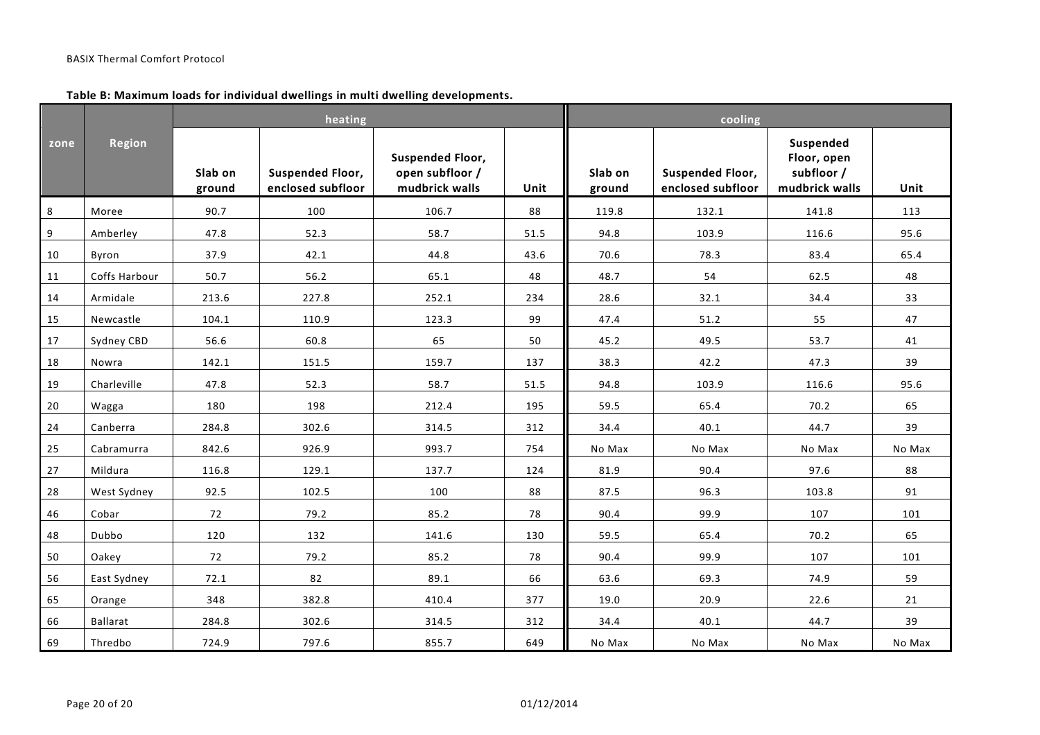**Table B: Maximum loads for individual dwellings in multi dwelling developments.**

| zone | Region | heating | | | | cooling | | | |
|---|---|---|---|---|---|---|---|---|---|
| | | Slab on ground | Suspended Floor, enclosed subfloor | Suspended Floor, open subfloor / mudbrick walls | Unit | Slab on ground | Suspended Floor, enclosed subfloor | Suspended Floor, open subfloor / mudbrick walls | Unit |
| 8 | Moree | 90.7 | 100 | 106.7 | 88 | 119.8 | 132.1 | 141.8 | 113 |
| 9 | Amberley | 47.8 | 52.3 | 58.7 | 51.5 | 94.8 | 103.9 | 116.6 | 95.6 |
| 10 | Byron | 37.9 | 42.1 | 44.8 | 43.6 | 70.6 | 78.3 | 83.4 | 65.4 |
| 11 | Coffs Harbour | 50.7 | 56.2 | 65.1 | 48 | 48.7 | 54 | 62.5 | 48 |
| 14 | Armidale | 213.6 | 227.8 | 252.1 | 234 | 28.6 | 32.1 | 34.4 | 33 |
| 15 | Newcastle | 104.1 | 110.9 | 123.3 | 99 | 47.4 | 51.2 | 55 | 47 |
| 17 | Sydney CBD | 56.6 | 60.8 | 65 | 50 | 45.2 | 49.5 | 53.7 | 41 |
| 18 | Nowra | 142.1 | 151.5 | 159.7 | 137 | 38.3 | 42.2 | 47.3 | 39 |
| 19 | Charleville | 47.8 | 52.3 | 58.7 | 51.5 | 94.8 | 103.9 | 116.6 | 95.6 |
| 20 | Wagga | 180 | 198 | 212.4 | 195 | 59.5 | 65.4 | 70.2 | 65 |
| 24 | Canberra | 284.8 | 302.6 | 314.5 | 312 | 34.4 | 40.1 | 44.7 | 39 |
| 25 | Cabramurra | 842.6 | 926.9 | 993.7 | 754 | No Max | No Max | No Max | No Max |
| 27 | Mildura | 116.8 | 129.1 | 137.7 | 124 | 81.9 | 90.4 | 97.6 | 88 |
| 28 | West Sydney | 92.5 | 102.5 | 100 | 88 | 87.5 | 96.3 | 103.8 | 91 |
| 46 | Cobar | 72 | 79.2 | 85.2 | 78 | 90.4 | 99.9 | 107 | 101 |
| 48 | Dubbo | 120 | 132 | 141.6 | 130 | 59.5 | 65.4 | 70.2 | 65 |
| 50 | Oakey | 72 | 79.2 | 85.2 | 78 | 90.4 | 99.9 | 107 | 101 |
| 56 | East Sydney | 72.1 | 82 | 89.1 | 66 | 63.6 | 69.3 | 74.9 | 59 |
| 65 | Orange | 348 | 382.8 | 410.4 | 377 | 19.0 | 20.9 | 22.6 | 21 |
| 66 | Ballarat | 284.8 | 302.6 | 314.5 | 312 | 34.4 | 40.1 | 44.7 | 39 |
| 69 | Thredbo | 724.9 | 797.6 | 855.7 | 649 | No Max | No Max | No Max | No Max |

01/12/2014